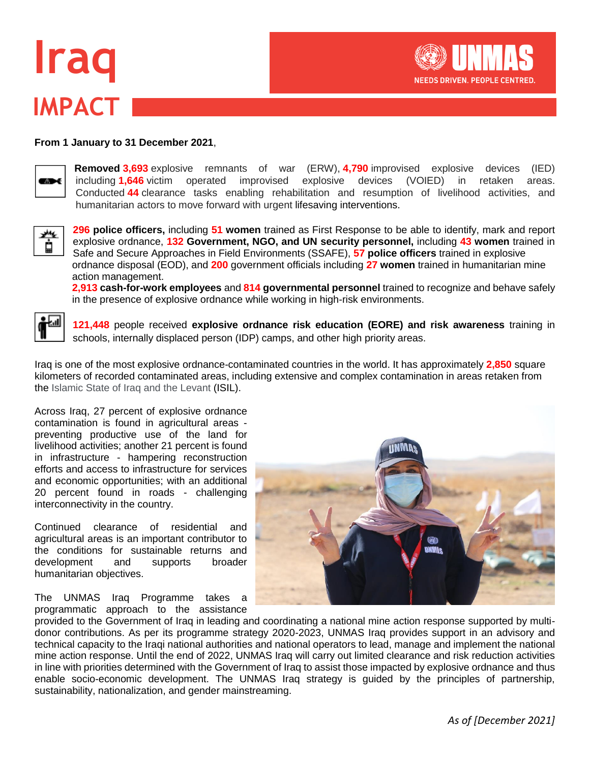# Iraq

UNMAS
NEEDS DRIVEN. PEOPLE CENTRED.

## IMPACT

**From 1 January to 31 December 2021**,

**Removed 3,693** explosive remnants of war (ERW), **4,790** improvised explosive devices (IED) including **1,646** victim operated improvised explosive devices (VOIED) in retaken areas. Conducted **44** clearance tasks enabling rehabilitation and resumption of livelihood activities, and humanitarian actors to move forward with urgent lifesaving interventions.

**296 police officers,** including **51 women** trained as First Response to be able to identify, mark and report explosive ordnance, **132 Government, NGO, and UN security personnel,** including **43 women** trained in Safe and Secure Approaches in Field Environments (SSAFE), **57 police officers** trained in explosive ordnance disposal (EOD), and **200** government officials including **27 women** trained in humanitarian mine action management.
**2,913 cash-for-work employees** and **814 governmental personnel** trained to recognize and behave safely in the presence of explosive ordnance while working in high-risk environments.

**121,448** people received **explosive ordnance risk education (EORE) and risk awareness** training in schools, internally displaced person (IDP) camps, and other high priority areas.

Iraq is one of the most explosive ordnance-contaminated countries in the world. It has approximately **2,850** square kilometers of recorded contaminated areas, including extensive and complex contamination in areas retaken from the Islamic State of Iraq and the Levant (ISIL).

Across Iraq, 27 percent of explosive ordnance contamination is found in agricultural areas - preventing productive use of the land for livelihood activities; another 21 percent is found in infrastructure - hampering reconstruction efforts and access to infrastructure for services and economic opportunities; with an additional 20 percent found in roads - challenging interconnectivity in the country.

Continued clearance of residential and agricultural areas is an important contributor to the conditions for sustainable returns and development and supports broader humanitarian objectives.

The UNMAS Iraq Programme takes a programmatic approach to the assistance provided to the Government of Iraq in leading and coordinating a national mine action response supported by multi-donor contributions. As per its programme strategy 2020-2023, UNMAS Iraq provides support in an advisory and technical capacity to the Iraqi national authorities and national operators to lead, manage and implement the national mine action response. Until the end of 2022, UNMAS Iraq will carry out limited clearance and risk reduction activities in line with priorities determined with the Government of Iraq to assist those impacted by explosive ordnance and thus enable socio-economic development. The UNMAS Iraq strategy is guided by the principles of partnership, sustainability, nationalization, and gender mainstreaming.

*As of [December 2021]*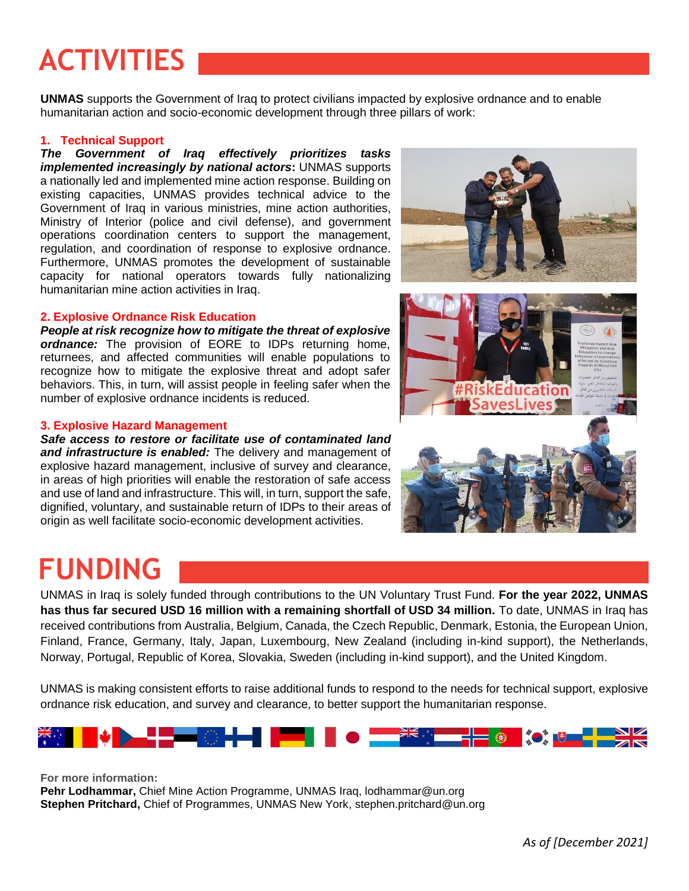# ACTIVITIES

**UNMAS** supports the Government of Iraq to protect civilians impacted by explosive ordnance and to enable humanitarian action and socio-economic development through three pillars of work:

### 1. Technical Support

***The Government of Iraq effectively prioritizes tasks implemented increasingly by national actors*:** UNMAS supports a nationally led and implemented mine action response. Building on existing capacities, UNMAS provides technical advice to the Government of Iraq in various ministries, mine action authorities, Ministry of Interior (police and civil defense), and government operations coordination centers to support the management, regulation, and coordination of response to explosive ordnance. Furthermore, UNMAS promotes the development of sustainable capacity for national operators towards fully nationalizing humanitarian mine action activities in Iraq.

### 2. Explosive Ordnance Risk Education

***People at risk recognize how to mitigate the threat of explosive ordnance:*** The provision of EORE to IDPs returning home, returnees, and affected communities will enable populations to recognize how to mitigate the explosive threat and adopt safer behaviors. This, in turn, will assist people in feeling safer when the number of explosive ordnance incidents is reduced.

### 3. Explosive Hazard Management

***Safe access to restore or facilitate use of contaminated land and infrastructure is enabled:*** The delivery and management of explosive hazard management, inclusive of survey and clearance, in areas of high priorities will enable the restoration of safe access and use of land and infrastructure. This will, in turn, support the safe, dignified, voluntary, and sustainable return of IDPs to their areas of origin as well facilitate socio-economic development activities.

# FUNDING

UNMAS in Iraq is solely funded through contributions to the UN Voluntary Trust Fund. **For the year 2022, UNMAS has thus far secured USD 16 million with a remaining shortfall of USD 34 million.** To date, UNMAS in Iraq has received contributions from Australia, Belgium, Canada, the Czech Republic, Denmark, Estonia, the European Union, Finland, France, Germany, Italy, Japan, Luxembourg, New Zealand (including in-kind support), the Netherlands, Norway, Portugal, Republic of Korea, Slovakia, Sweden (including in-kind support), and the United Kingdom.

UNMAS is making consistent efforts to raise additional funds to respond to the needs for technical support, explosive ordnance risk education, and survey and clearance, to better support the humanitarian response.

**For more information:**
**Pehr Lodhammar,** Chief Mine Action Programme, UNMAS Iraq, lodhammar@un.org
**Stephen Pritchard,** Chief of Programmes, UNMAS New York, stephen.pritchard@un.org

*As of [December 2021]*